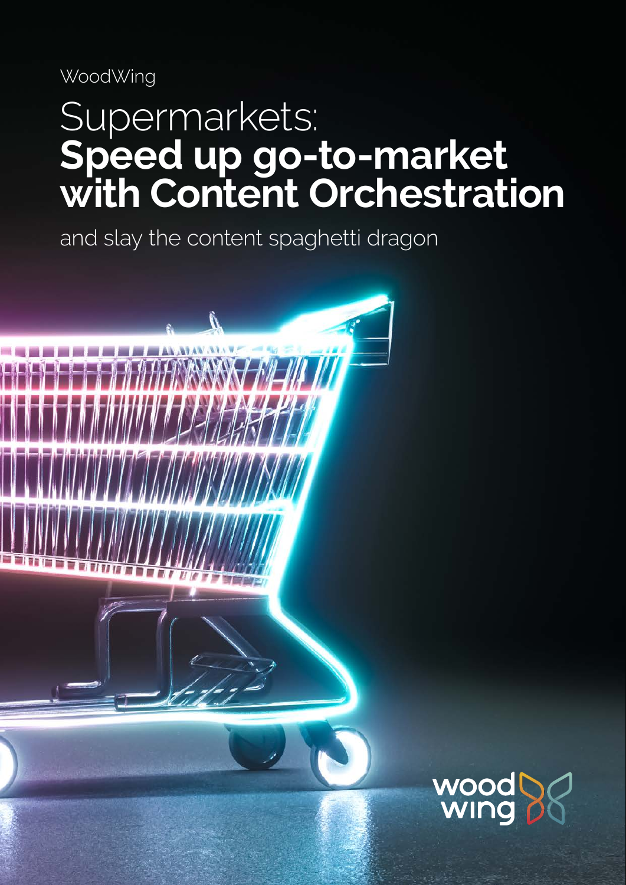WoodWing

# Supermarkets: **Speed up go-to-market with Content Orchestration**

and slay the content spaghetti dragon

wood wing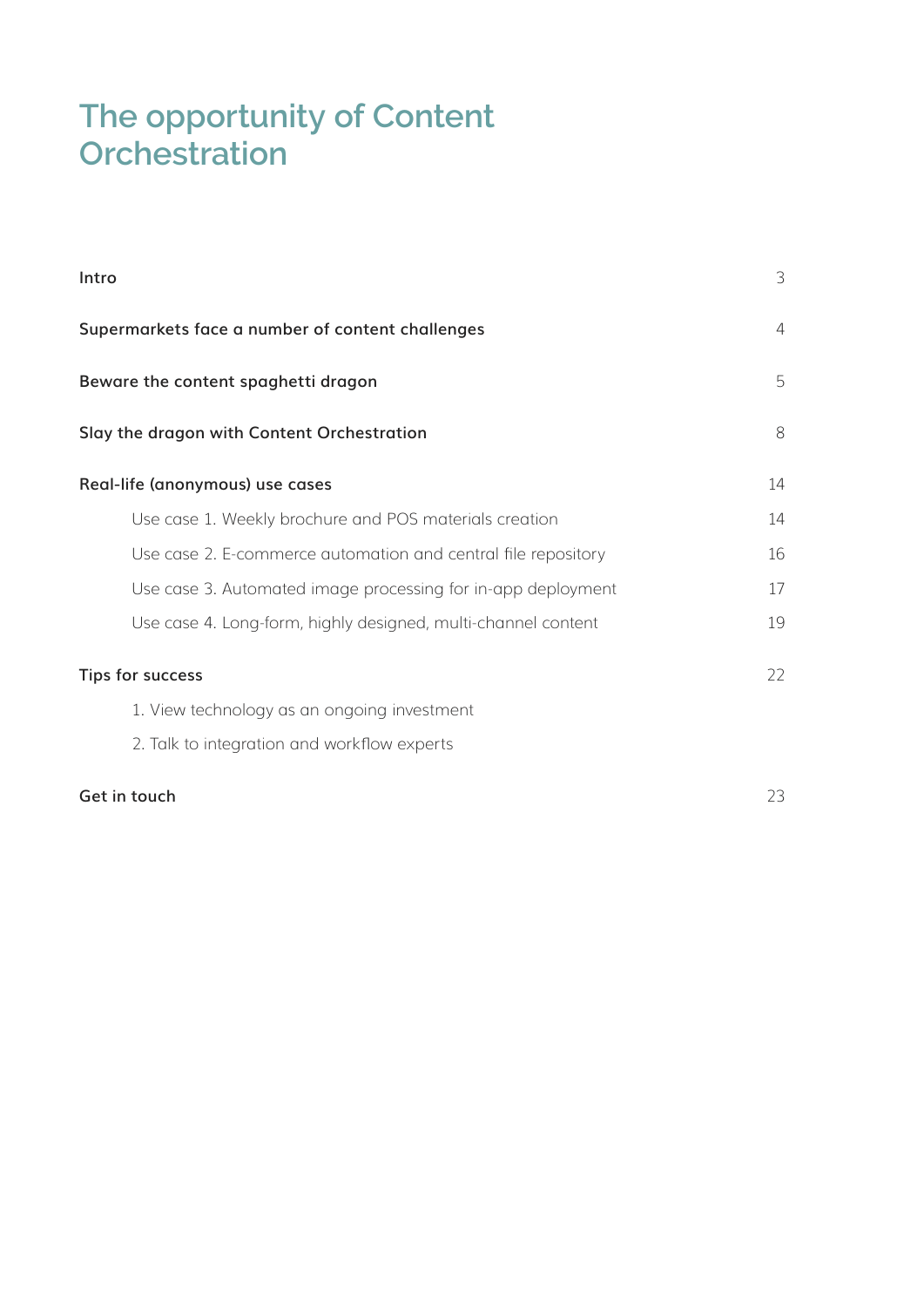# The opportunity of Content Orchestration

| | |
|---|---|
| **Intro** | 3 |
| **Supermarkets face a number of content challenges** | 4 |
| **Beware the content spaghetti dragon** | 5 |
| **Slay the dragon with Content Orchestration** | 8 |
| **Real-life (anonymous) use cases** | 14 |
| Use case 1. Weekly brochure and POS materials creation | 14 |
| Use case 2. E-commerce automation and central file repository | 16 |
| Use case 3. Automated image processing for in-app deployment | 17 |
| Use case 4. Long-form, highly designed, multi-channel content | 19 |
| **Tips for success** | 22 |
| 1. View technology as an ongoing investment | |
| 2. Talk to integration and workflow experts | |
| **Get in touch** | 23 |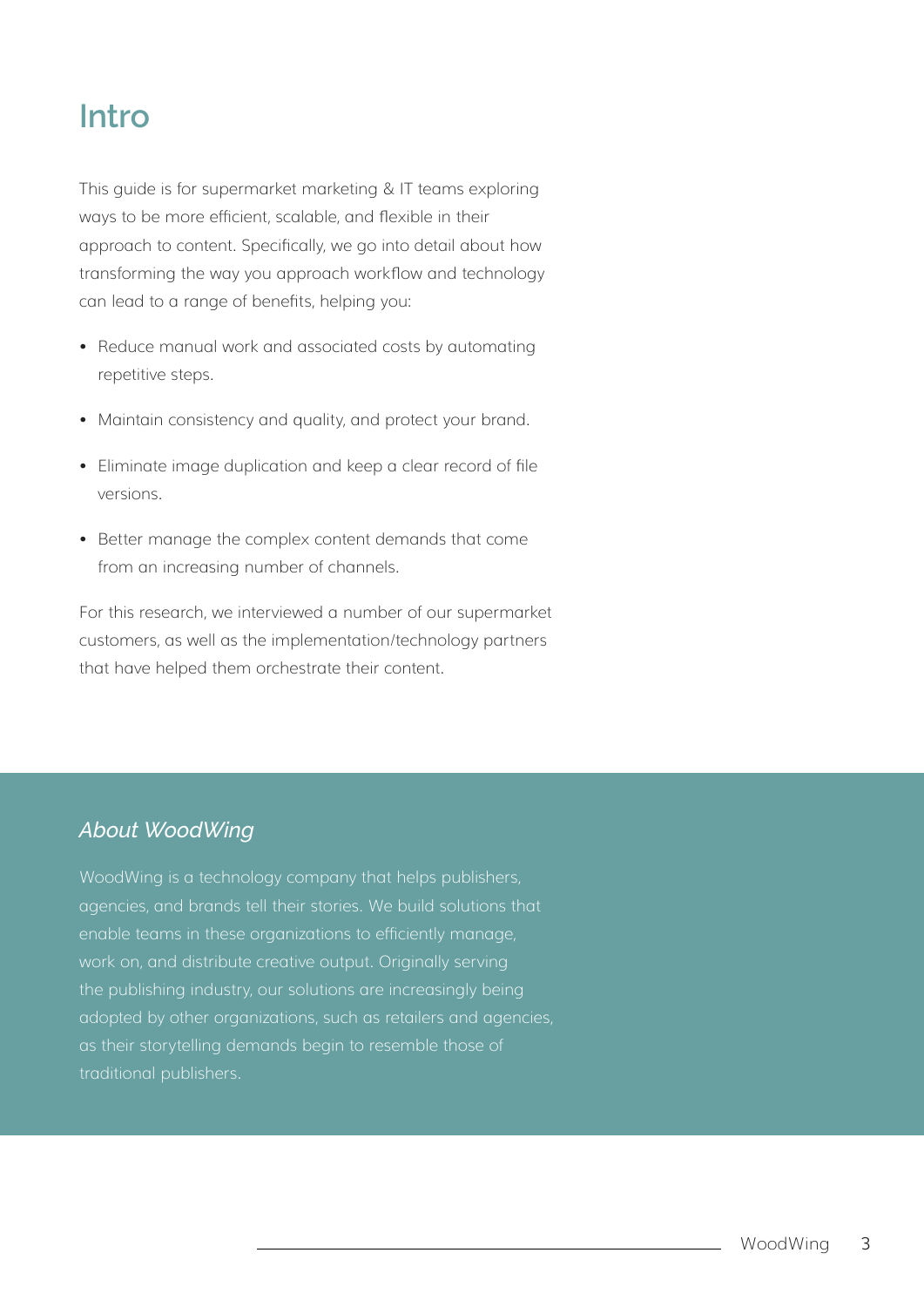# Intro

This guide is for supermarket marketing & IT teams exploring ways to be more efficient, scalable, and flexible in their approach to content. Specifically, we go into detail about how transforming the way you approach workflow and technology can lead to a range of benefits, helping you:

- Reduce manual work and associated costs by automating repetitive steps.
- Maintain consistency and quality, and protect your brand.
- Eliminate image duplication and keep a clear record of file versions.
- Better manage the complex content demands that come from an increasing number of channels.

For this research, we interviewed a number of our supermarket customers, as well as the implementation/technology partners that have helped them orchestrate their content.

## *About WoodWing*

WoodWing is a technology company that helps publishers, agencies, and brands tell their stories. We build solutions that enable teams in these organizations to efficiently manage, work on, and distribute creative output. Originally serving the publishing industry, our solutions are increasingly being adopted by other organizations, such as retailers and agencies, as their storytelling demands begin to resemble those of traditional publishers.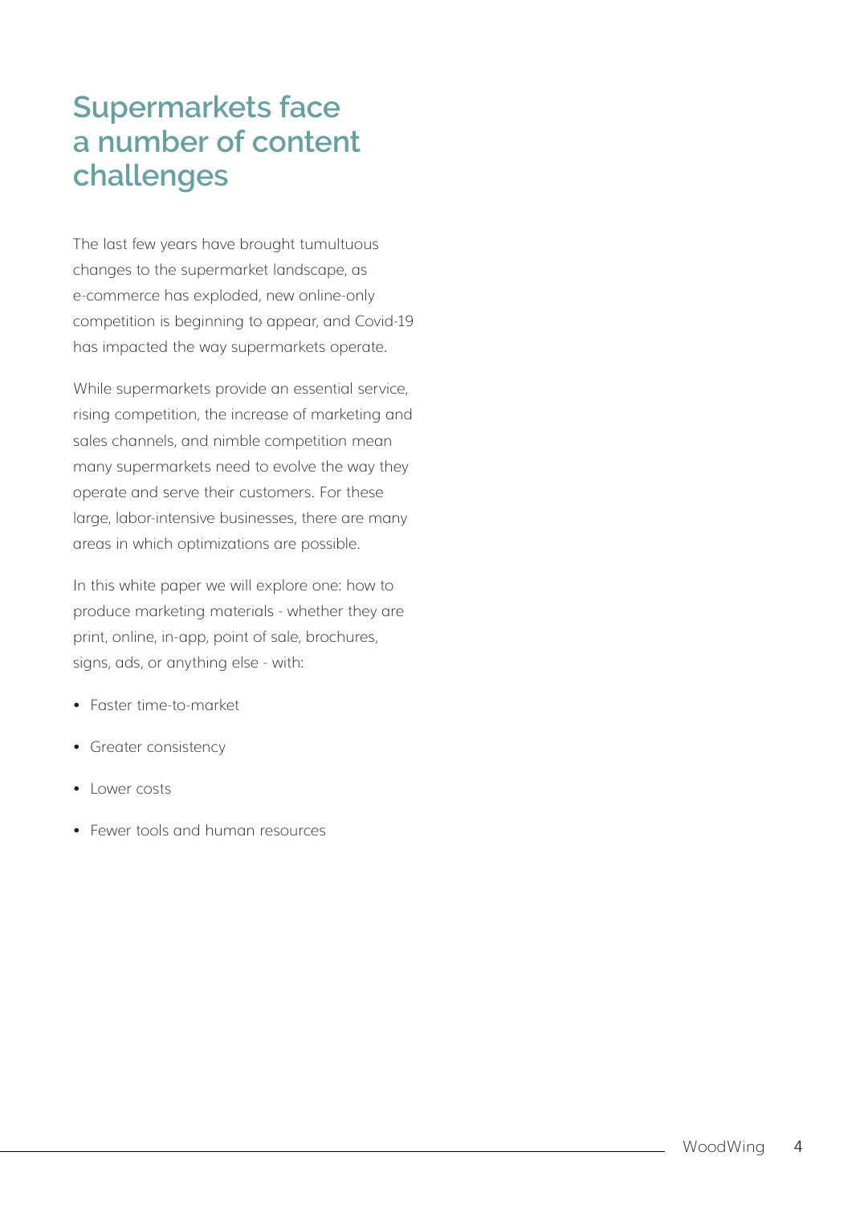# Supermarkets face a number of content challenges

The last few years have brought tumultuous changes to the supermarket landscape, as e-commerce has exploded, new online-only competition is beginning to appear, and Covid-19 has impacted the way supermarkets operate.

While supermarkets provide an essential service, rising competition, the increase of marketing and sales channels, and nimble competition mean many supermarkets need to evolve the way they operate and serve their customers. For these large, labor-intensive businesses, there are many areas in which optimizations are possible.

In this white paper we will explore one: how to produce marketing materials - whether they are print, online, in-app, point of sale, brochures, signs, ads, or anything else - with:

- Faster time-to-market
- Greater consistency
- Lower costs
- Fewer tools and human resources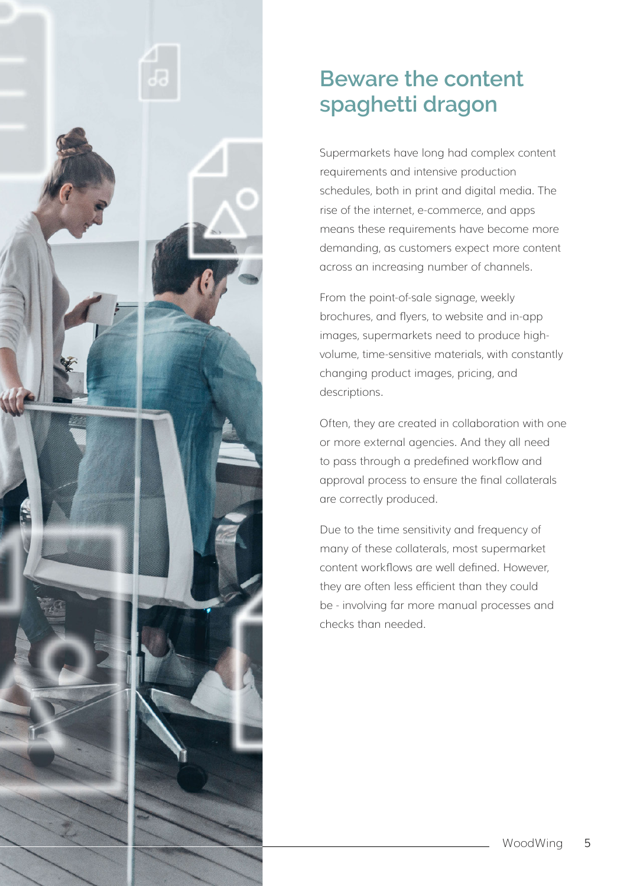## Beware the content spaghetti dragon

Supermarkets have long had complex content requirements and intensive production schedules, both in print and digital media. The rise of the internet, e-commerce, and apps means these requirements have become more demanding, as customers expect more content across an increasing number of channels.

From the point-of-sale signage, weekly brochures, and flyers, to website and in-app images, supermarkets need to produce high-volume, time-sensitive materials, with constantly changing product images, pricing, and descriptions.

Often, they are created in collaboration with one or more external agencies. And they all need to pass through a predefined workflow and approval process to ensure the final collaterals are correctly produced.

Due to the time sensitivity and frequency of many of these collaterals, most supermarket content workflows are well defined. However, they are often less efficient than they could be - involving far more manual processes and checks than needed.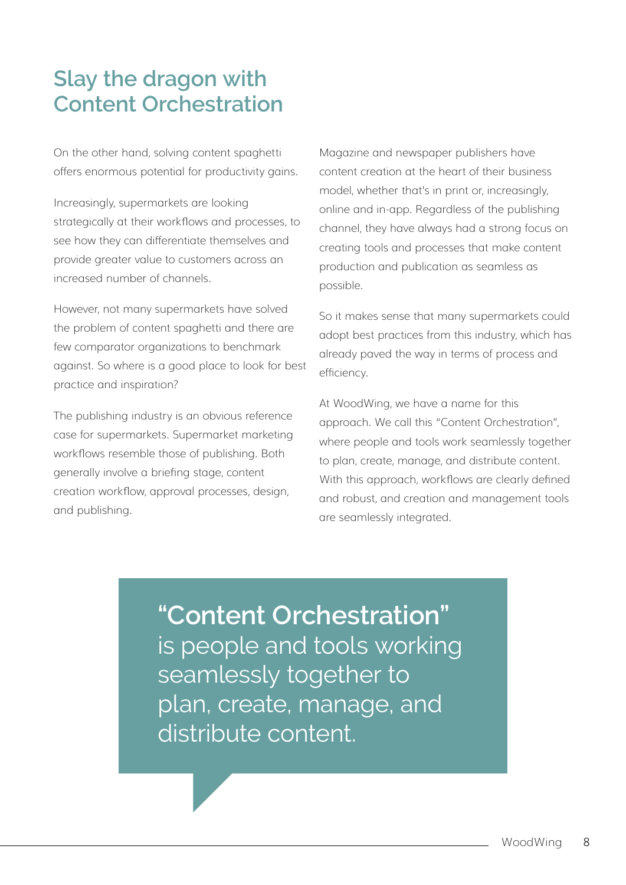# Slay the dragon with Content Orchestration

On the other hand, solving content spaghetti offers enormous potential for productivity gains.

Increasingly, supermarkets are looking strategically at their workflows and processes, to see how they can differentiate themselves and provide greater value to customers across an increased number of channels.

However, not many supermarkets have solved the problem of content spaghetti and there are few comparator organizations to benchmark against. So where is a good place to look for best practice and inspiration?

The publishing industry is an obvious reference case for supermarkets. Supermarket marketing workflows resemble those of publishing. Both generally involve a briefing stage, content creation workflow, approval processes, design, and publishing.

Magazine and newspaper publishers have content creation at the heart of their business model, whether that's in print or, increasingly, online and in-app. Regardless of the publishing channel, they have always had a strong focus on creating tools and processes that make content production and publication as seamless as possible.

So it makes sense that many supermarkets could adopt best practices from this industry, which has already paved the way in terms of process and efficiency.

At WoodWing, we have a name for this approach. We call this "Content Orchestration", where people and tools work seamlessly together to plan, create, manage, and distribute content. With this approach, workflows are clearly defined and robust, and creation and management tools are seamlessly integrated.

> **"Content Orchestration"** is people and tools working seamlessly together to plan, create, manage, and distribute content.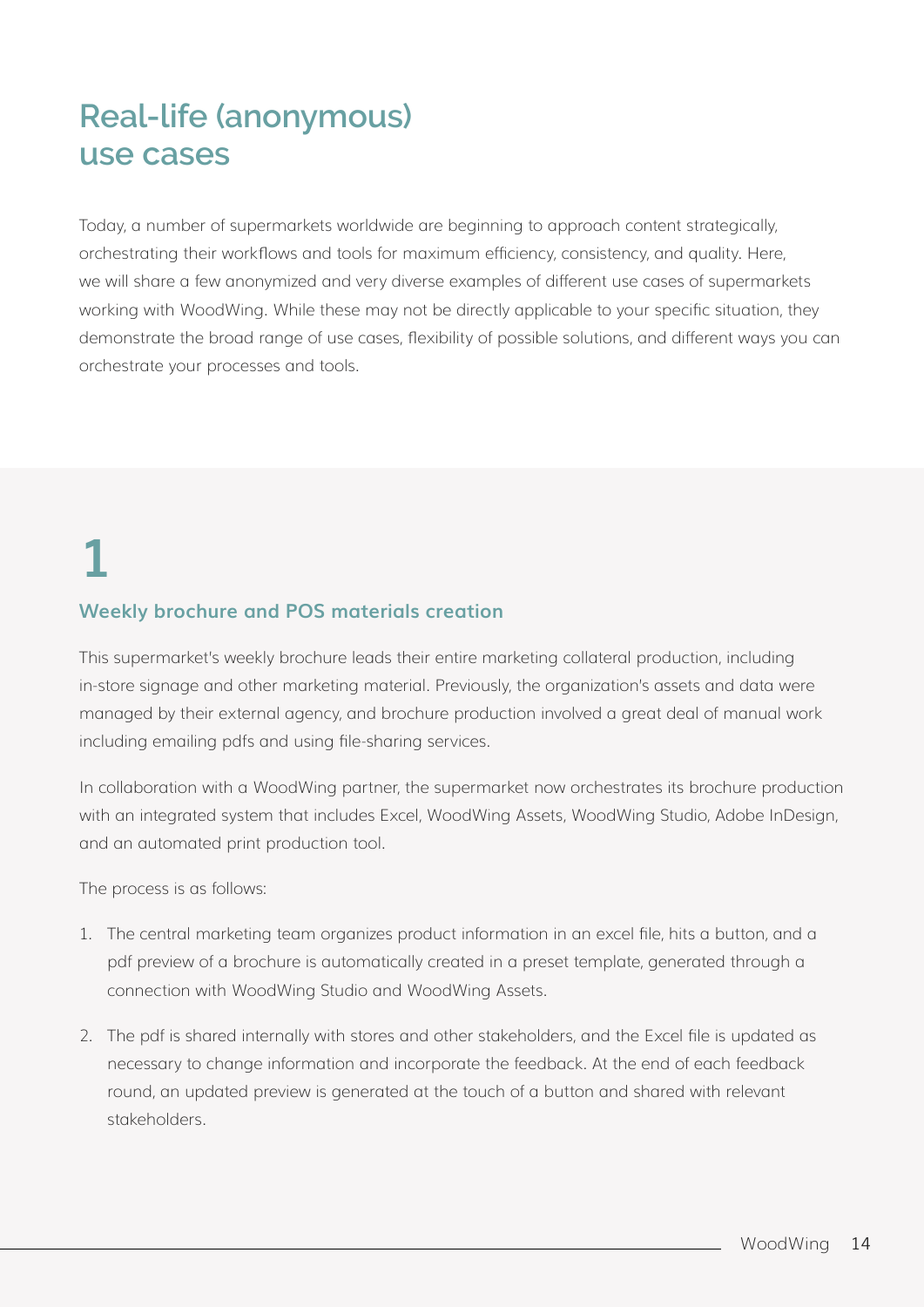# Real-life (anonymous) use cases

Today, a number of supermarkets worldwide are beginning to approach content strategically, orchestrating their workflows and tools for maximum efficiency, consistency, and quality. Here, we will share a few anonymized and very diverse examples of different use cases of supermarkets working with WoodWing. While these may not be directly applicable to your specific situation, they demonstrate the broad range of use cases, flexibility of possible solutions, and different ways you can orchestrate your processes and tools.

## 1

### Weekly brochure and POS materials creation

This supermarket's weekly brochure leads their entire marketing collateral production, including in-store signage and other marketing material. Previously, the organization's assets and data were managed by their external agency, and brochure production involved a great deal of manual work including emailing pdfs and using file-sharing services.

In collaboration with a WoodWing partner, the supermarket now orchestrates its brochure production with an integrated system that includes Excel, WoodWing Assets, WoodWing Studio, Adobe InDesign, and an automated print production tool.

The process is as follows:

1. The central marketing team organizes product information in an excel file, hits a button, and a pdf preview of a brochure is automatically created in a preset template, generated through a connection with WoodWing Studio and WoodWing Assets.
2. The pdf is shared internally with stores and other stakeholders, and the Excel file is updated as necessary to change information and incorporate the feedback. At the end of each feedback round, an updated preview is generated at the touch of a button and shared with relevant stakeholders.